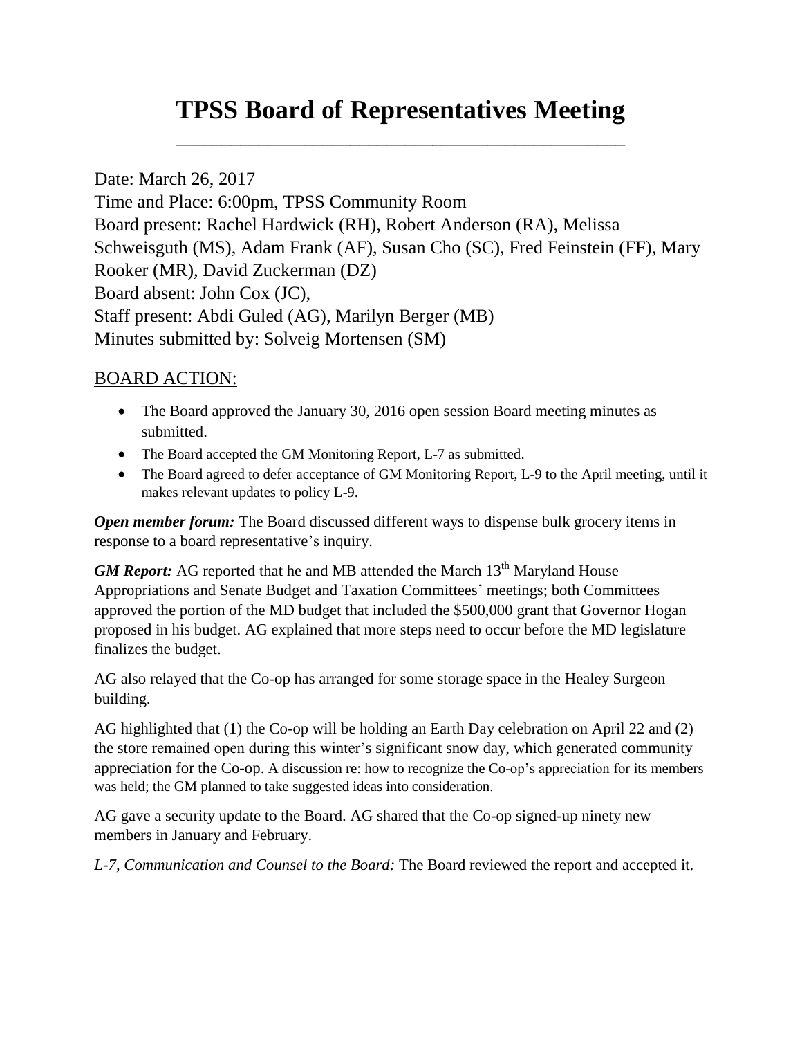# TPSS Board of Representatives Meeting

Date: March 26, 2017
Time and Place: 6:00pm, TPSS Community Room
Board present: Rachel Hardwick (RH), Robert Anderson (RA), Melissa Schweisguth (MS), Adam Frank (AF), Susan Cho (SC), Fred Feinstein (FF), Mary Rooker (MR), David Zuckerman (DZ)
Board absent: John Cox (JC),
Staff present: Abdi Guled (AG), Marilyn Berger (MB)
Minutes submitted by: Solveig Mortensen (SM)

## BOARD ACTION:

- The Board approved the January 30, 2016 open session Board meeting minutes as submitted.
- The Board accepted the GM Monitoring Report, L-7 as submitted.
- The Board agreed to defer acceptance of GM Monitoring Report, L-9 to the April meeting, until it makes relevant updates to policy L-9.

***Open member forum:*** The Board discussed different ways to dispense bulk grocery items in response to a board representative's inquiry.

***GM Report:*** AG reported that he and MB attended the March 13th Maryland House Appropriations and Senate Budget and Taxation Committees' meetings; both Committees approved the portion of the MD budget that included the $500,000 grant that Governor Hogan proposed in his budget. AG explained that more steps need to occur before the MD legislature finalizes the budget.

AG also relayed that the Co-op has arranged for some storage space in the Healey Surgeon building.

AG highlighted that (1) the Co-op will be holding an Earth Day celebration on April 22 and (2) the store remained open during this winter's significant snow day, which generated community appreciation for the Co-op. A discussion re: how to recognize the Co-op's appreciation for its members was held; the GM planned to take suggested ideas into consideration.

AG gave a security update to the Board. AG shared that the Co-op signed-up ninety new members in January and February.

*L-7, Communication and Counsel to the Board:* The Board reviewed the report and accepted it.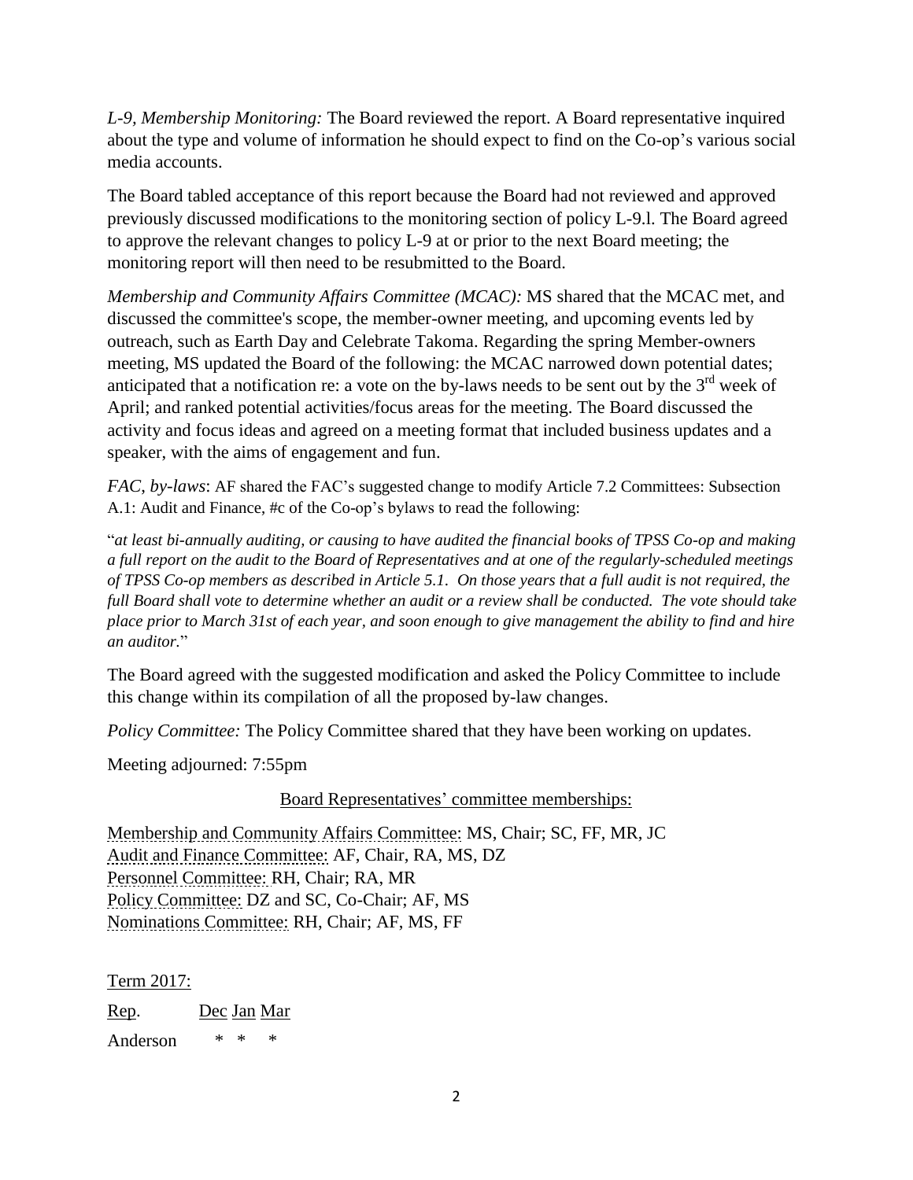*L-9, Membership Monitoring:* The Board reviewed the report. A Board representative inquired about the type and volume of information he should expect to find on the Co-op's various social media accounts.

The Board tabled acceptance of this report because the Board had not reviewed and approved previously discussed modifications to the monitoring section of policy L-9.l. The Board agreed to approve the relevant changes to policy L-9 at or prior to the next Board meeting; the monitoring report will then need to be resubmitted to the Board.

*Membership and Community Affairs Committee (MCAC):* MS shared that the MCAC met, and discussed the committee's scope, the member-owner meeting, and upcoming events led by outreach, such as Earth Day and Celebrate Takoma. Regarding the spring Member-owners meeting, MS updated the Board of the following: the MCAC narrowed down potential dates; anticipated that a notification re: a vote on the by-laws needs to be sent out by the 3rd week of April; and ranked potential activities/focus areas for the meeting. The Board discussed the activity and focus ideas and agreed on a meeting format that included business updates and a speaker, with the aims of engagement and fun.

*FAC, by-laws*: AF shared the FAC's suggested change to modify Article 7.2 Committees: Subsection A.1: Audit and Finance, #c of the Co-op's bylaws to read the following:

"*at least bi-annually auditing, or causing to have audited the financial books of TPSS Co-op and making a full report on the audit to the Board of Representatives and at one of the regularly-scheduled meetings of TPSS Co-op members as described in Article 5.1. On those years that a full audit is not required, the full Board shall vote to determine whether an audit or a review shall be conducted. The vote should take place prior to March 31st of each year, and soon enough to give management the ability to find and hire an auditor.*"

The Board agreed with the suggested modification and asked the Policy Committee to include this change within its compilation of all the proposed by-law changes.

*Policy Committee:* The Policy Committee shared that they have been working on updates.

Meeting adjourned: 7:55pm

Board Representatives' committee memberships:

Membership and Community Affairs Committee: MS, Chair; SC, FF, MR, JC
Audit and Finance Committee: AF, Chair, RA, MS, DZ
Personnel Committee: RH, Chair; RA, MR
Policy Committee: DZ and SC, Co-Chair; AF, MS
Nominations Committee: RH, Chair; AF, MS, FF

Term 2017:

| Rep. | Dec | Jan | Mar |
|---|---|---|---|
| Anderson | * | * | * |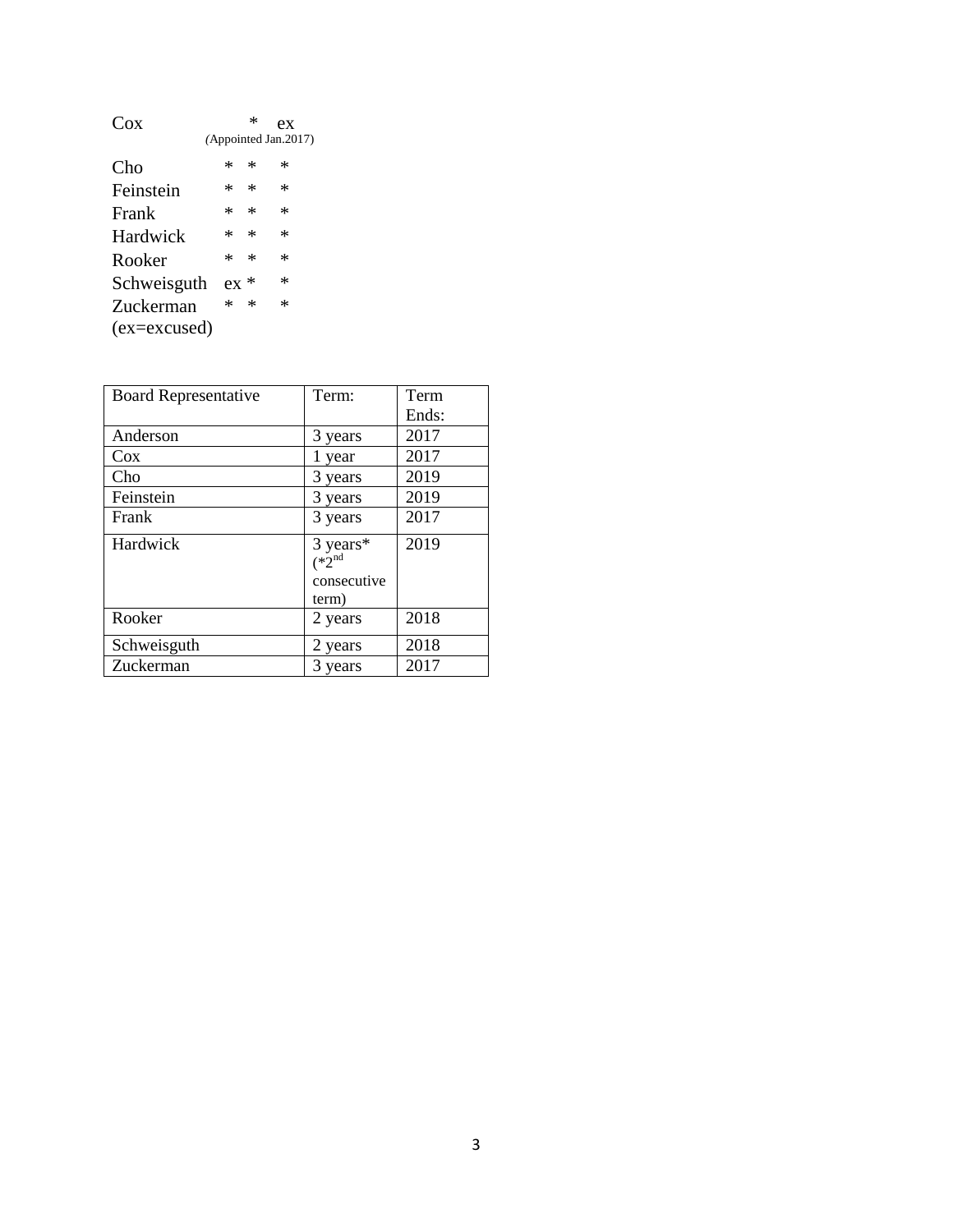| | | | |
|---|---|---|---|
| Cox | | * | ex |
| | *(Appointed Jan.2017)* | | |
| Cho | * | * | * |
| Feinstein | * | * | * |
| Frank | * | * | * |
| Hardwick | * | * | * |
| Rooker | * | * | * |
| Schweisguth | ex | * | * |
| Zuckerman | * | * | * |

(ex=excused)

| Board Representative | Term: | Term Ends: |
|---|---|---|
| Anderson | 3 years | 2017 |
| Cox | 1 year | 2017 |
| Cho | 3 years | 2019 |
| Feinstein | 3 years | 2019 |
| Frank | 3 years | 2017 |
| Hardwick | 3 years* (*2nd consecutive term) | 2019 |
| Rooker | 2 years | 2018 |
| Schweisguth | 2 years | 2018 |
| Zuckerman | 3 years | 2017 |